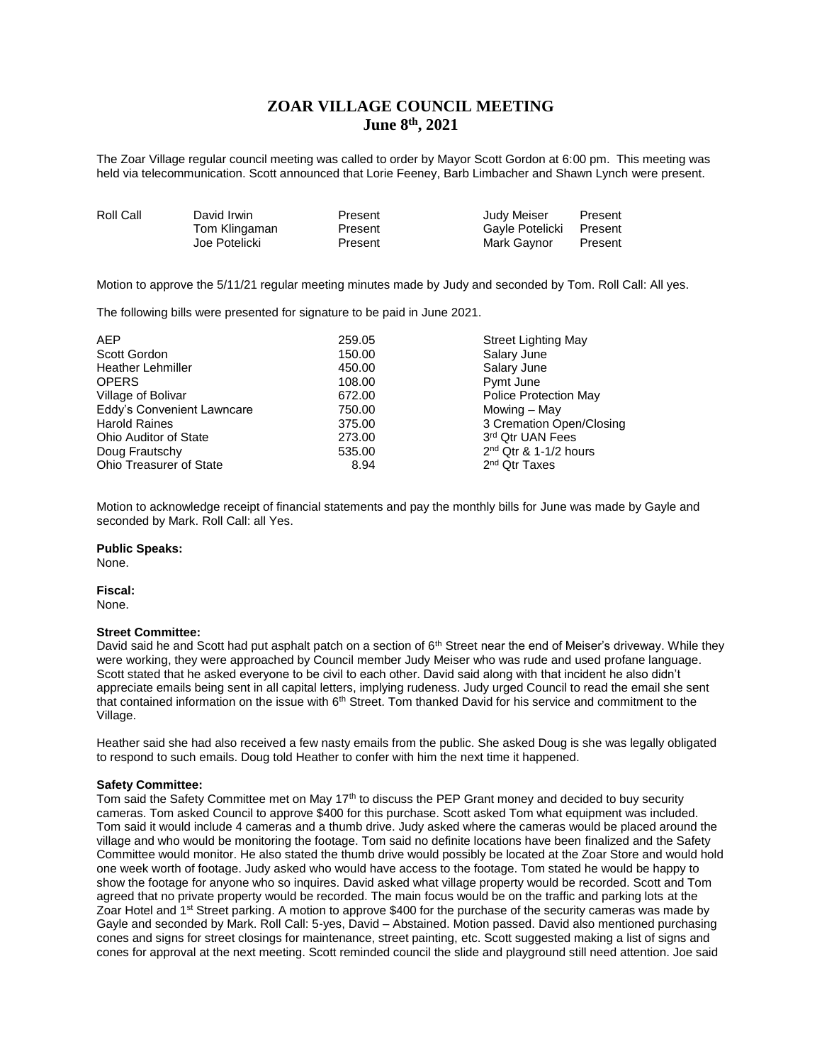# ZOAR VILLAGE COUNCIL MEETING
## June 8th, 2021

The Zoar Village regular council meeting was called to order by Mayor Scott Gordon at 6:00 pm. This meeting was held via telecommunication. Scott announced that Lorie Feeney, Barb Limbacher and Shawn Lynch were present.

| Roll Call | David Irwin | Present | Judy Meiser | Present |
|---|---|---|---|---|
| | Tom Klingaman | Present | Gayle Potelicki | Present |
| | Joe Potelicki | Present | Mark Gaynor | Present |

Motion to approve the 5/11/21 regular meeting minutes made by Judy and seconded by Tom. Roll Call: All yes.

The following bills were presented for signature to be paid in June 2021.

| | | |
|---|---|---|
| AEP | 259.05 | Street Lighting May |
| Scott Gordon | 150.00 | Salary June |
| Heather Lehmiller | 450.00 | Salary June |
| OPERS | 108.00 | Pymt June |
| Village of Bolivar | 672.00 | Police Protection May |
| Eddy's Convenient Lawncare | 750.00 | Mowing – May |
| Harold Raines | 375.00 | 3 Cremation Open/Closing |
| Ohio Auditor of State | 273.00 | 3rd Qtr UAN Fees |
| Doug Frautschy | 535.00 | 2nd Qtr & 1-1/2 hours |
| Ohio Treasurer of State | 8.94 | 2nd Qtr Taxes |

Motion to acknowledge receipt of financial statements and pay the monthly bills for June was made by Gayle and seconded by Mark. Roll Call: all Yes.

**Public Speaks:**
None.

**Fiscal:**
None.

**Street Committee:**
David said he and Scott had put asphalt patch on a section of 6th Street near the end of Meiser's driveway. While they were working, they were approached by Council member Judy Meiser who was rude and used profane language. Scott stated that he asked everyone to be civil to each other. David said along with that incident he also didn't appreciate emails being sent in all capital letters, implying rudeness. Judy urged Council to read the email she sent that contained information on the issue with 6th Street. Tom thanked David for his service and commitment to the Village.

Heather said she had also received a few nasty emails from the public. She asked Doug is she was legally obligated to respond to such emails. Doug told Heather to confer with him the next time it happened.

**Safety Committee:**
Tom said the Safety Committee met on May 17th to discuss the PEP Grant money and decided to buy security cameras. Tom asked Council to approve $400 for this purchase. Scott asked Tom what equipment was included. Tom said it would include 4 cameras and a thumb drive. Judy asked where the cameras would be placed around the village and who would be monitoring the footage. Tom said no definite locations have been finalized and the Safety Committee would monitor. He also stated the thumb drive would possibly be located at the Zoar Store and would hold one week worth of footage. Judy asked who would have access to the footage. Tom stated he would be happy to show the footage for anyone who so inquires. David asked what village property would be recorded. Scott and Tom agreed that no private property would be recorded. The main focus would be on the traffic and parking lots at the Zoar Hotel and 1st Street parking. A motion to approve $400 for the purchase of the security cameras was made by Gayle and seconded by Mark. Roll Call: 5-yes, David – Abstained. Motion passed. David also mentioned purchasing cones and signs for street closings for maintenance, street painting, etc. Scott suggested making a list of signs and cones for approval at the next meeting. Scott reminded council the slide and playground still need attention. Joe said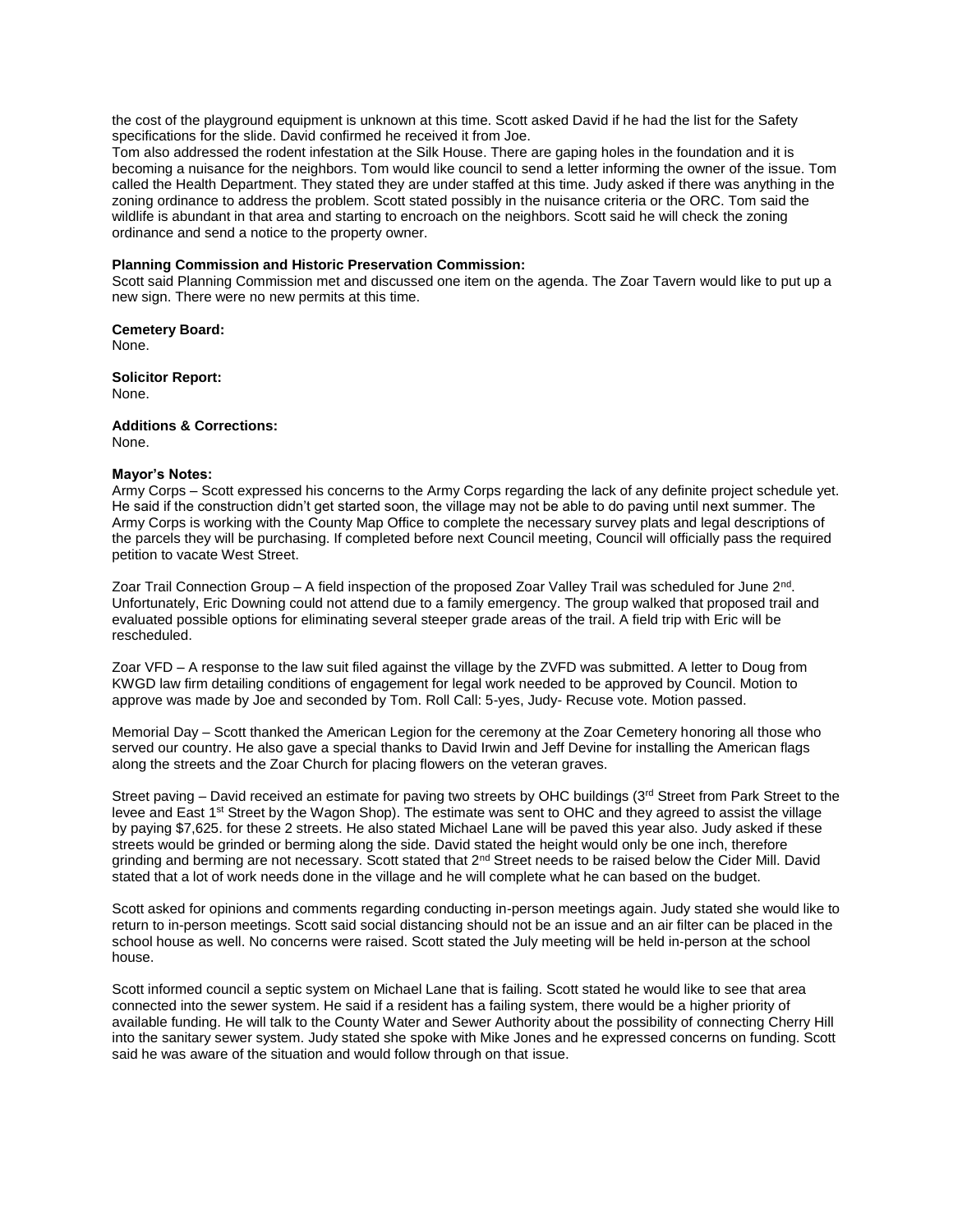the cost of the playground equipment is unknown at this time. Scott asked David if he had the list for the Safety specifications for the slide. David confirmed he received it from Joe.
Tom also addressed the rodent infestation at the Silk House. There are gaping holes in the foundation and it is becoming a nuisance for the neighbors. Tom would like council to send a letter informing the owner of the issue. Tom called the Health Department. They stated they are under staffed at this time. Judy asked if there was anything in the zoning ordinance to address the problem. Scott stated possibly in the nuisance criteria or the ORC. Tom said the wildlife is abundant in that area and starting to encroach on the neighbors. Scott said he will check the zoning ordinance and send a notice to the property owner.

**Planning Commission and Historic Preservation Commission:**
Scott said Planning Commission met and discussed one item on the agenda. The Zoar Tavern would like to put up a new sign. There were no new permits at this time.

**Cemetery Board:**
None.

**Solicitor Report:**
None.

**Additions & Corrections:**
None.

**Mayor's Notes:**
Army Corps – Scott expressed his concerns to the Army Corps regarding the lack of any definite project schedule yet. He said if the construction didn't get started soon, the village may not be able to do paving until next summer. The Army Corps is working with the County Map Office to complete the necessary survey plats and legal descriptions of the parcels they will be purchasing. If completed before next Council meeting, Council will officially pass the required petition to vacate West Street.

Zoar Trail Connection Group – A field inspection of the proposed Zoar Valley Trail was scheduled for June 2nd. Unfortunately, Eric Downing could not attend due to a family emergency. The group walked that proposed trail and evaluated possible options for eliminating several steeper grade areas of the trail. A field trip with Eric will be rescheduled.

Zoar VFD – A response to the law suit filed against the village by the ZVFD was submitted. A letter to Doug from KWGD law firm detailing conditions of engagement for legal work needed to be approved by Council. Motion to approve was made by Joe and seconded by Tom. Roll Call: 5-yes, Judy- Recuse vote. Motion passed.

Memorial Day – Scott thanked the American Legion for the ceremony at the Zoar Cemetery honoring all those who served our country. He also gave a special thanks to David Irwin and Jeff Devine for installing the American flags along the streets and the Zoar Church for placing flowers on the veteran graves.

Street paving – David received an estimate for paving two streets by OHC buildings (3rd Street from Park Street to the levee and East 1st Street by the Wagon Shop). The estimate was sent to OHC and they agreed to assist the village by paying $7,625. for these 2 streets. He also stated Michael Lane will be paved this year also. Judy asked if these streets would be grinded or berming along the side. David stated the height would only be one inch, therefore grinding and berming are not necessary. Scott stated that 2nd Street needs to be raised below the Cider Mill. David stated that a lot of work needs done in the village and he will complete what he can based on the budget.

Scott asked for opinions and comments regarding conducting in-person meetings again. Judy stated she would like to return to in-person meetings. Scott said social distancing should not be an issue and an air filter can be placed in the school house as well. No concerns were raised. Scott stated the July meeting will be held in-person at the school house.

Scott informed council a septic system on Michael Lane that is failing. Scott stated he would like to see that area connected into the sewer system. He said if a resident has a failing system, there would be a higher priority of available funding. He will talk to the County Water and Sewer Authority about the possibility of connecting Cherry Hill into the sanitary sewer system. Judy stated she spoke with Mike Jones and he expressed concerns on funding. Scott said he was aware of the situation and would follow through on that issue.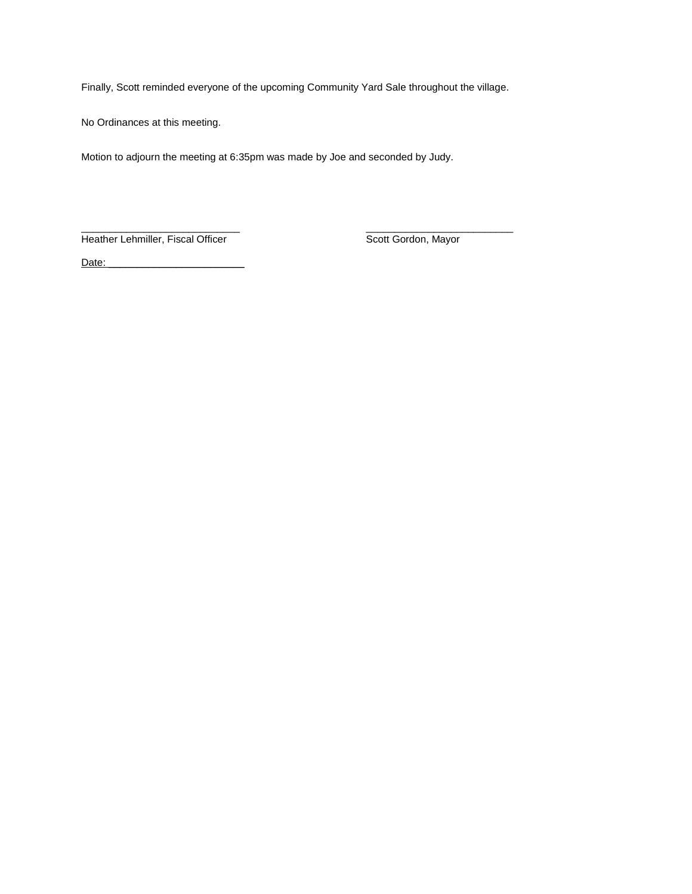Finally, Scott reminded everyone of the upcoming Community Yard Sale throughout the village.

No Ordinances at this meeting.

Motion to adjourn the meeting at 6:35pm was made by Joe and seconded by Judy.

\_\_\_\_\_\_\_\_\_\_\_\_\_\_\_\_\_\_\_\_\_\_\_\_\_\_\_\_
Heather Lehmiller, Fiscal Officer

\_\_\_\_\_\_\_\_\_\_\_\_\_\_\_\_\_\_\_\_\_\_\_\_\_\_\_
Scott Gordon, Mayor

Date:\_\_\_\_\_\_\_\_\_\_\_\_\_\_\_\_\_\_\_\_\_\_\_\_